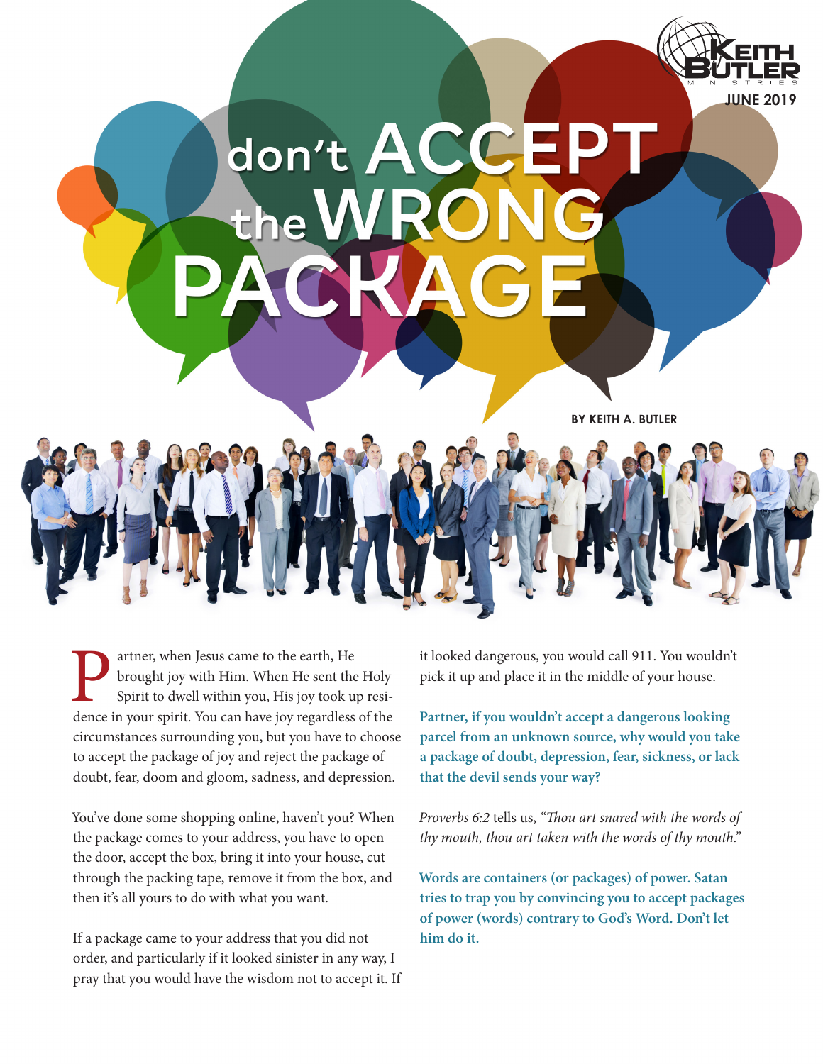JUNE 2019

# don't ACCEPT the WRONG PACKAGE

BY KEITH A. BUTLER

Partner, when Jesus came to the earth, He brought joy with Him. When He sent the Holy Spirit to dwell within you, His joy took up residence in your spirit. You can have joy regardless of the circumstances surrounding you, but you have to choose to accept the package of joy and reject the package of doubt, fear, doom and gloom, sadness, and depression.

You've done some shopping online, haven't you? When the package comes to your address, you have to open the door, accept the box, bring it into your house, cut through the packing tape, remove it from the box, and then it's all yours to do with what you want.

If a package came to your address that you did not order, and particularly if it looked sinister in any way, I pray that you would have the wisdom not to accept it. If it looked dangerous, you would call 911. You wouldn't pick it up and place it in the middle of your house.

**Partner, if you wouldn't accept a dangerous looking parcel from an unknown source, why would you take a package of doubt, depression, fear, sickness, or lack that the devil sends your way?**

*Proverbs 6:2* tells us, *"Thou art snared with the words of thy mouth, thou art taken with the words of thy mouth."*

**Words are containers (or packages) of power. Satan tries to trap you by convincing you to accept packages of power (words) contrary to God's Word. Don't let him do it.**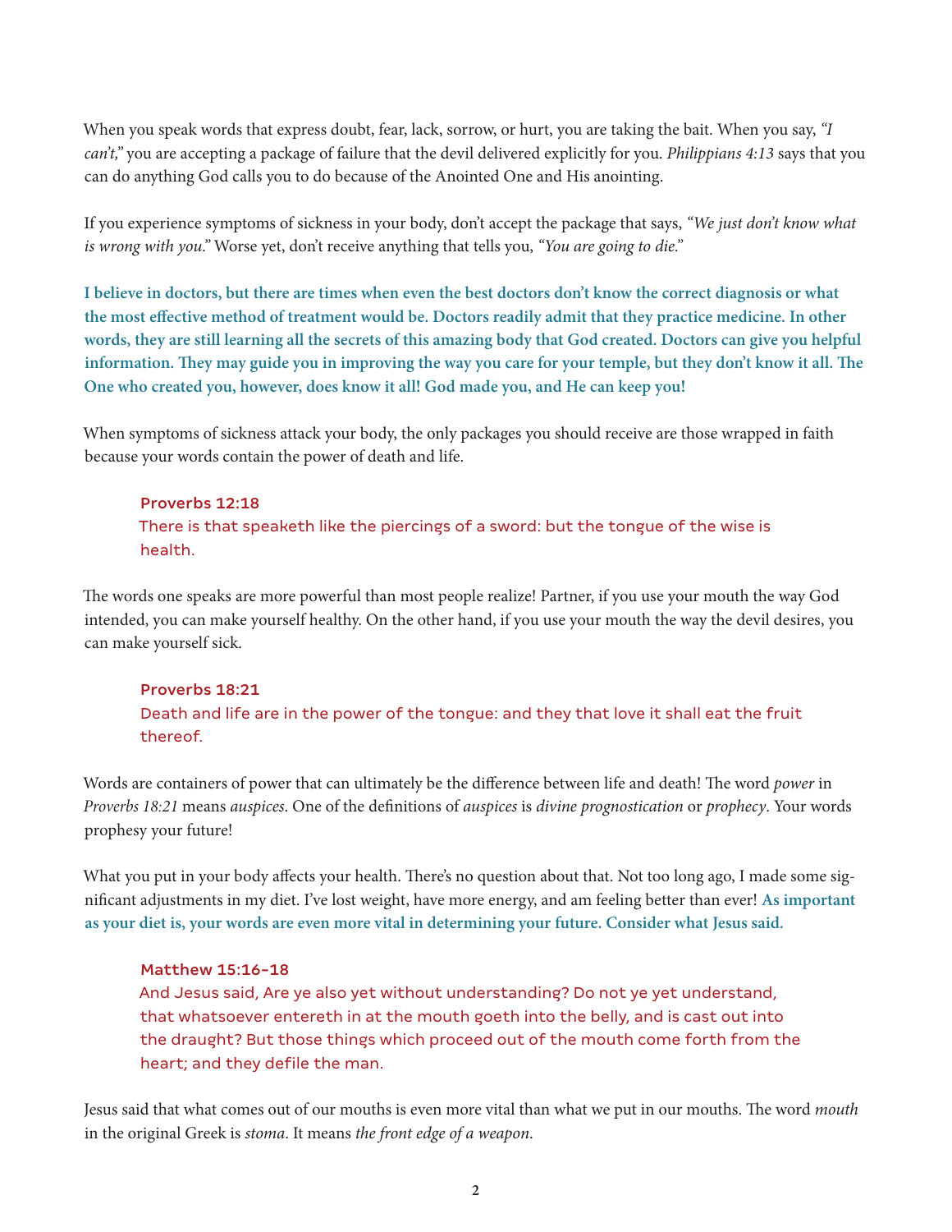When you speak words that express doubt, fear, lack, sorrow, or hurt, you are taking the bait. When you say, *"I can't,"* you are accepting a package of failure that the devil delivered explicitly for you. *Philippians 4:13* says that you can do anything God calls you to do because of the Anointed One and His anointing.

If you experience symptoms of sickness in your body, don't accept the package that says, *"We just don't know what is wrong with you."* Worse yet, don't receive anything that tells you, *"You are going to die."*

**I believe in doctors, but there are times when even the best doctors don't know the correct diagnosis or what the most effective method of treatment would be. Doctors readily admit that they practice medicine. In other words, they are still learning all the secrets of this amazing body that God created. Doctors can give you helpful information. They may guide you in improving the way you care for your temple, but they don't know it all. The One who created you, however, does know it all! God made you, and He can keep you!**

When symptoms of sickness attack your body, the only packages you should receive are those wrapped in faith because your words contain the power of death and life.

> **Proverbs 12:18**
> There is that speaketh like the piercings of a sword: but the tongue of the wise is health.

The words one speaks are more powerful than most people realize! Partner, if you use your mouth the way God intended, you can make yourself healthy. On the other hand, if you use your mouth the way the devil desires, you can make yourself sick.

> **Proverbs 18:21**
> Death and life are in the power of the tongue: and they that love it shall eat the fruit thereof.

Words are containers of power that can ultimately be the difference between life and death! The word *power* in *Proverbs 18:21* means *auspices*. One of the definitions of *auspices* is *divine prognostication* or *prophecy*. Your words prophesy your future!

What you put in your body affects your health. There's no question about that. Not too long ago, I made some significant adjustments in my diet. I've lost weight, have more energy, and am feeling better than ever! **As important as your diet is, your words are even more vital in determining your future. Consider what Jesus said.**

> **Matthew 15:16-18**
> And Jesus said, Are ye also yet without understanding? Do not ye yet understand, that whatsoever entereth in at the mouth goeth into the belly, and is cast out into the draught? But those things which proceed out of the mouth come forth from the heart; and they defile the man.

Jesus said that what comes out of our mouths is even more vital than what we put in our mouths. The word *mouth* in the original Greek is *stoma*. It means *the front edge of a weapon*.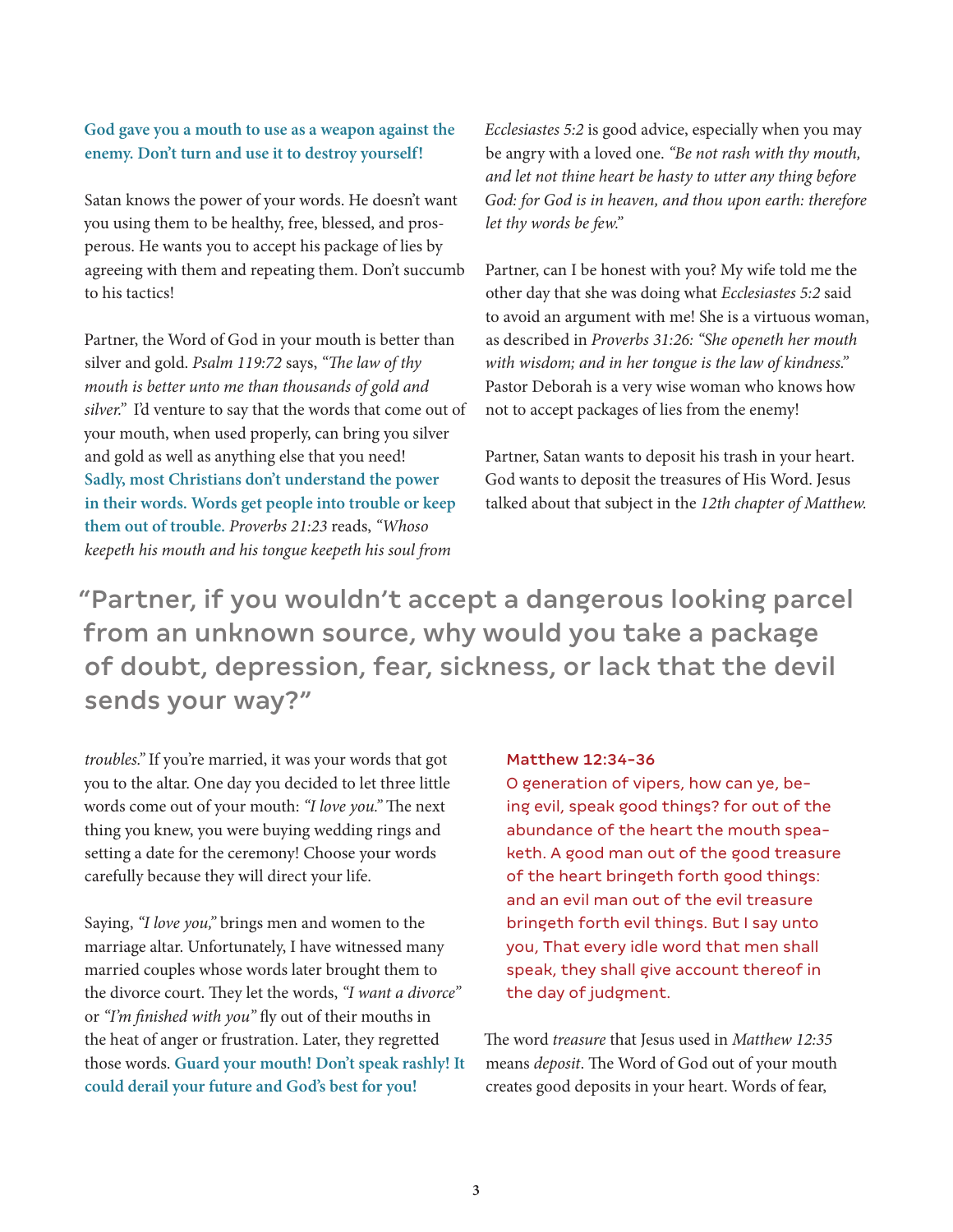**God gave you a mouth to use as a weapon against the enemy. Don't turn and use it to destroy yourself!**

Satan knows the power of your words. He doesn't want you using them to be healthy, free, blessed, and prosperous. He wants you to accept his package of lies by agreeing with them and repeating them. Don't succumb to his tactics!

Partner, the Word of God in your mouth is better than silver and gold. *Psalm 119:72* says, *"The law of thy mouth is better unto me than thousands of gold and silver."* I'd venture to say that the words that come out of your mouth, when used properly, can bring you silver and gold as well as anything else that you need! **Sadly, most Christians don't understand the power in their words. Words get people into trouble or keep them out of trouble.** *Proverbs 21:23* reads, *"Whoso keepeth his mouth and his tongue keepeth his soul from troubles."* If you're married, it was your words that got you to the altar. One day you decided to let three little words come out of your mouth: *"I love you."* The next thing you knew, you were buying wedding rings and setting a date for the ceremony! Choose your words carefully because they will direct your life.

Saying, *"I love you,"* brings men and women to the marriage altar. Unfortunately, I have witnessed many married couples whose words later brought them to the divorce court. They let the words, *"I want a divorce"* or *"I'm finished with you"* fly out of their mouths in the heat of anger or frustration. Later, they regretted those words. **Guard your mouth! Don't speak rashly! It could derail your future and God's best for you!**

*Ecclesiastes 5:2* is good advice, especially when you may be angry with a loved one. *"Be not rash with thy mouth, and let not thine heart be hasty to utter any thing before God: for God is in heaven, and thou upon earth: therefore let thy words be few."*

Partner, can I be honest with you? My wife told me the other day that she was doing what *Ecclesiastes 5:2* said to avoid an argument with me! She is a virtuous woman, as described in *Proverbs 31:26: "She openeth her mouth with wisdom; and in her tongue is the law of kindness."* Pastor Deborah is a very wise woman who knows how not to accept packages of lies from the enemy!

Partner, Satan wants to deposit his trash in your heart. God wants to deposit the treasures of His Word. Jesus talked about that subject in the *12th chapter of Matthew.*

## "Partner, if you wouldn't accept a dangerous looking parcel from an unknown source, why would you take a package of doubt, depression, fear, sickness, or lack that the devil sends your way?"

**Matthew 12:34-36**

O generation of vipers, how can ye, being evil, speak good things? for out of the abundance of the heart the mouth speaketh. A good man out of the good treasure of the heart bringeth forth good things: and an evil man out of the evil treasure bringeth forth evil things. But I say unto you, That every idle word that men shall speak, they shall give account thereof in the day of judgment.

The word *treasure* that Jesus used in *Matthew 12:35* means *deposit*. The Word of God out of your mouth creates good deposits in your heart. Words of fear,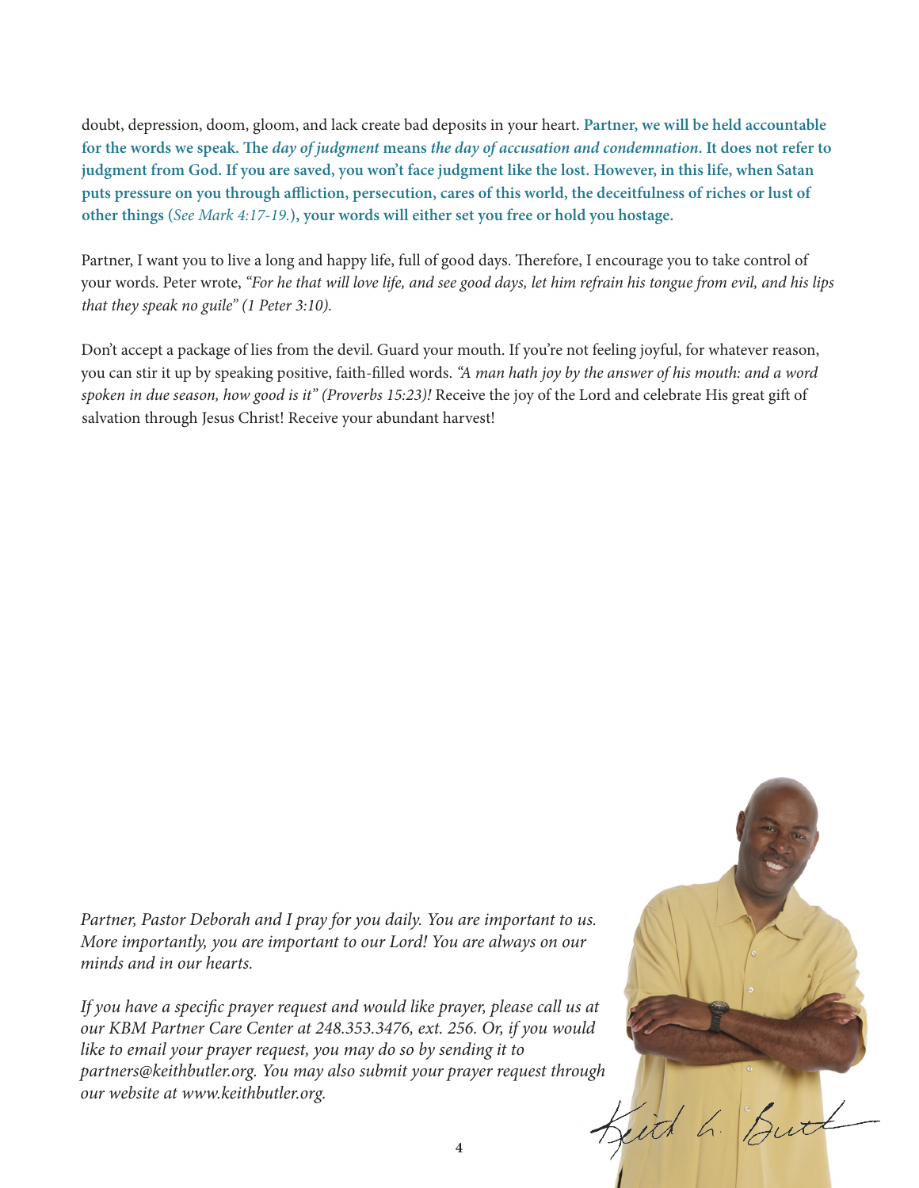doubt, depression, doom, gloom, and lack create bad deposits in your heart. **Partner, we will be held accountable for the words we speak. The *day of judgment* means *the day of accusation and condemnation*. It does not refer to judgment from God. If you are saved, you won't face judgment like the lost. However, in this life, when Satan puts pressure on you through affliction, persecution, cares of this world, the deceitfulness of riches or lust of other things (*See Mark 4:17-19.*), your words will either set you free or hold you hostage.**

Partner, I want you to live a long and happy life, full of good days. Therefore, I encourage you to take control of your words. Peter wrote, *"For he that will love life, and see good days, let him refrain his tongue from evil, and his lips that they speak no guile" (1 Peter 3:10).*

Don't accept a package of lies from the devil. Guard your mouth. If you're not feeling joyful, for whatever reason, you can stir it up by speaking positive, faith-filled words. *"A man hath joy by the answer of his mouth: and a word spoken in due season, how good is it" (Proverbs 15:23)!* Receive the joy of the Lord and celebrate His great gift of salvation through Jesus Christ! Receive your abundant harvest!

*Partner, Pastor Deborah and I pray for you daily. You are important to us. More importantly, you are important to our Lord! You are always on our minds and in our hearts.*

*If you have a specific prayer request and would like prayer, please call us at our KBM Partner Care Center at 248.353.3476, ext. 256. Or, if you would like to email your prayer request, you may do so by sending it to partners@keithbutler.org. You may also submit your prayer request through our website at www.keithbutler.org.*

Keith A. Butler